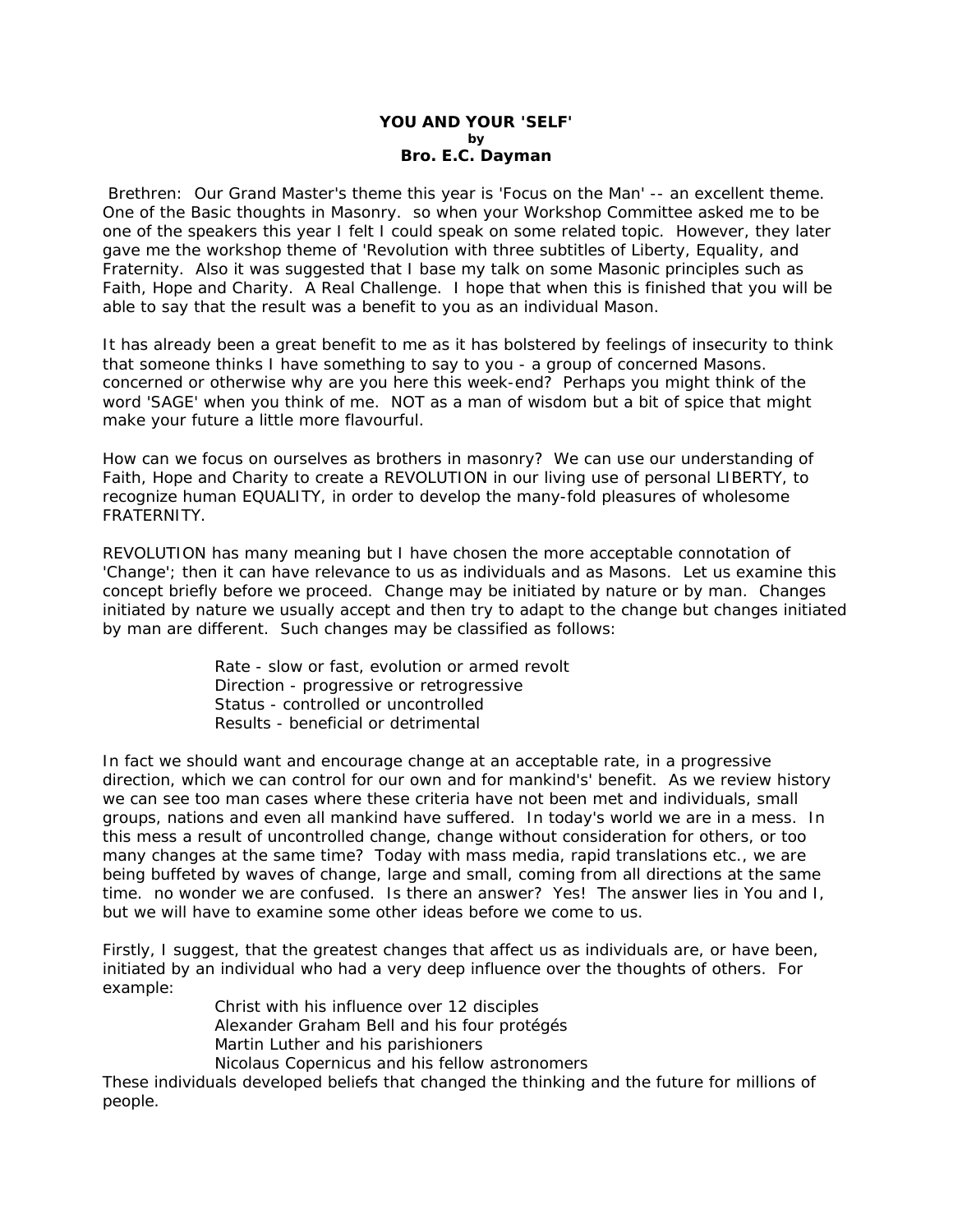# YOU AND YOUR 'SELF'

**by**

**Bro. E.C. Dayman**

Brethren: Our Grand Master's theme this year is 'Focus on the Man' -- an excellent theme. One of the Basic thoughts in Masonry. so when your Workshop Committee asked me to be one of the speakers this year I felt I could speak on some related topic. However, they later gave me the workshop theme of 'Revolution with three subtitles of Liberty, Equality, and Fraternity. Also it was suggested that I base my talk on some Masonic principles such as Faith, Hope and Charity. A Real Challenge. I hope that when this is finished that you will be able to say that the result was a benefit to you as an individual Mason.

It has already been a great benefit to me as it has bolstered by feelings of insecurity to think that someone thinks I have something to say to you - a group of concerned Masons. concerned or otherwise why are you here this week-end? Perhaps you might think of the word 'SAGE' when you think of me. NOT as a man of wisdom but a bit of spice that might make your future a little more flavourful.

How can we focus on ourselves as brothers in masonry? We can use our understanding of Faith, Hope and Charity to create a REVOLUTION in our living use of personal LIBERTY, to recognize human EQUALITY, in order to develop the many-fold pleasures of wholesome FRATERNITY.

REVOLUTION has many meaning but I have chosen the more acceptable connotation of 'Change'; then it can have relevance to us as individuals and as Masons. Let us examine this concept briefly before we proceed. Change may be initiated by nature or by man. Changes initiated by nature we usually accept and then try to adapt to the change but changes initiated by man are different. Such changes may be classified as follows:

Rate - slow or fast, evolution or armed revolt
Direction - progressive or retrogressive
Status - controlled or uncontrolled
Results - beneficial or detrimental

In fact we should want and encourage change at an acceptable rate, in a progressive direction, which we can control for our own and for mankind's' benefit. As we review history we can see too man cases where these criteria have not been met and individuals, small groups, nations and even all mankind have suffered. In today's world we are in a mess. In this mess a result of uncontrolled change, change without consideration for others, or too many changes at the same time? Today with mass media, rapid translations etc., we are being buffeted by waves of change, large and small, coming from all directions at the same time. no wonder we are confused. Is there an answer? Yes! The answer lies in You and I, but we will have to examine some other ideas before we come to us.

Firstly, I suggest, that the greatest changes that affect us as individuals are, or have been, initiated by an individual who had a very deep influence over the thoughts of others. For example:

Christ with his influence over 12 disciples
Alexander Graham Bell and his four protégés
Martin Luther and his parishioners
Nicolaus Copernicus and his fellow astronomers

These individuals developed beliefs that changed the thinking and the future for millions of people.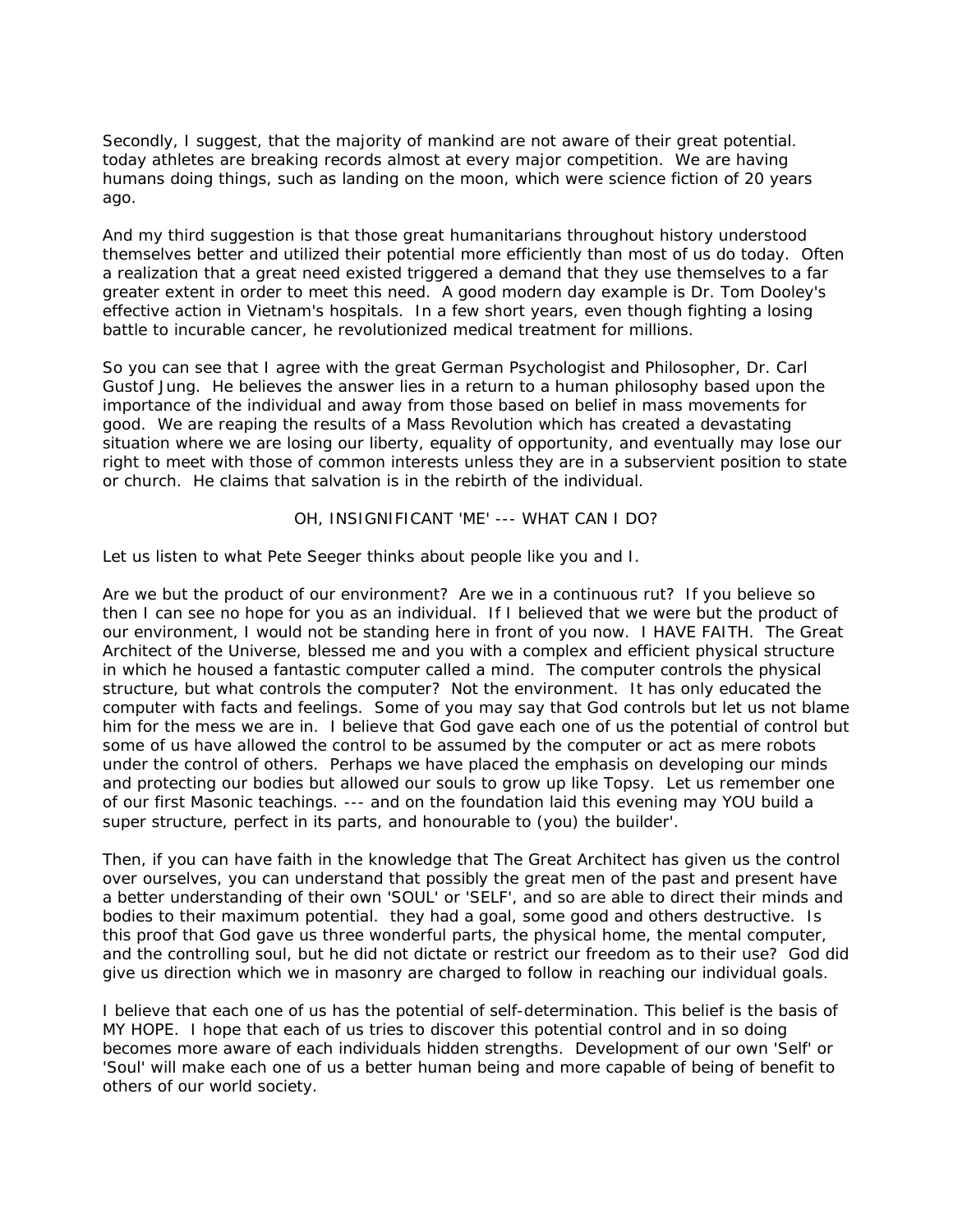Secondly, I suggest, that the majority of mankind are not aware of their great potential. today athletes are breaking records almost at every major competition. We are having humans doing things, such as landing on the moon, which were science fiction of 20 years ago.

And my third suggestion is that those great humanitarians throughout history understood themselves better and utilized their potential more efficiently than most of us do today. Often a realization that a great need existed triggered a demand that they use themselves to a far greater extent in order to meet this need. A good modern day example is Dr. Tom Dooley's effective action in Vietnam's hospitals. In a few short years, even though fighting a losing battle to incurable cancer, he revolutionized medical treatment for millions.

So you can see that I agree with the great German Psychologist and Philosopher, Dr. Carl Gustof Jung. He believes the answer lies in a return to a human philosophy based upon the importance of the individual and away from those based on belief in mass movements for good. We are reaping the results of a Mass Revolution which has created a devastating situation where we are losing our liberty, equality of opportunity, and eventually may lose our right to meet with those of common interests unless they are in a subservient position to state or church. He claims that salvation is in the rebirth of the individual.

OH, INSIGNIFICANT 'ME' --- WHAT CAN I DO?

Let us listen to what Pete Seeger thinks about people like you and I.

Are we but the product of our environment? Are we in a continuous rut? If you believe so then I can see no hope for you as an individual. If I believed that we were but the product of our environment, I would not be standing here in front of you now. I HAVE FAITH. The Great Architect of the Universe, blessed me and you with a complex and efficient physical structure in which he housed a fantastic computer called a mind. The computer controls the physical structure, but what controls the computer? Not the environment. It has only educated the computer with facts and feelings. Some of you may say that God controls but let us not blame him for the mess we are in. I believe that God gave each one of us the potential of control but some of us have allowed the control to be assumed by the computer or act as mere robots under the control of others. Perhaps we have placed the emphasis on developing our minds and protecting our bodies but allowed our souls to grow up like Topsy. Let us remember one of our first Masonic teachings. --- and on the foundation laid this evening may YOU build a super structure, perfect in its parts, and honourable to (you) the builder'.

Then, if you can have faith in the knowledge that The Great Architect has given us the control over ourselves, you can understand that possibly the great men of the past and present have a better understanding of their own 'SOUL' or 'SELF', and so are able to direct their minds and bodies to their maximum potential. they had a goal, some good and others destructive. Is this proof that God gave us three wonderful parts, the physical home, the mental computer, and the controlling soul, but he did not dictate or restrict our freedom as to their use? God did give us direction which we in masonry are charged to follow in reaching our individual goals.

I believe that each one of us has the potential of self-determination. This belief is the basis of MY HOPE. I hope that each of us tries to discover this potential control and in so doing becomes more aware of each individuals hidden strengths. Development of our own 'Self' or 'Soul' will make each one of us a better human being and more capable of being of benefit to others of our world society.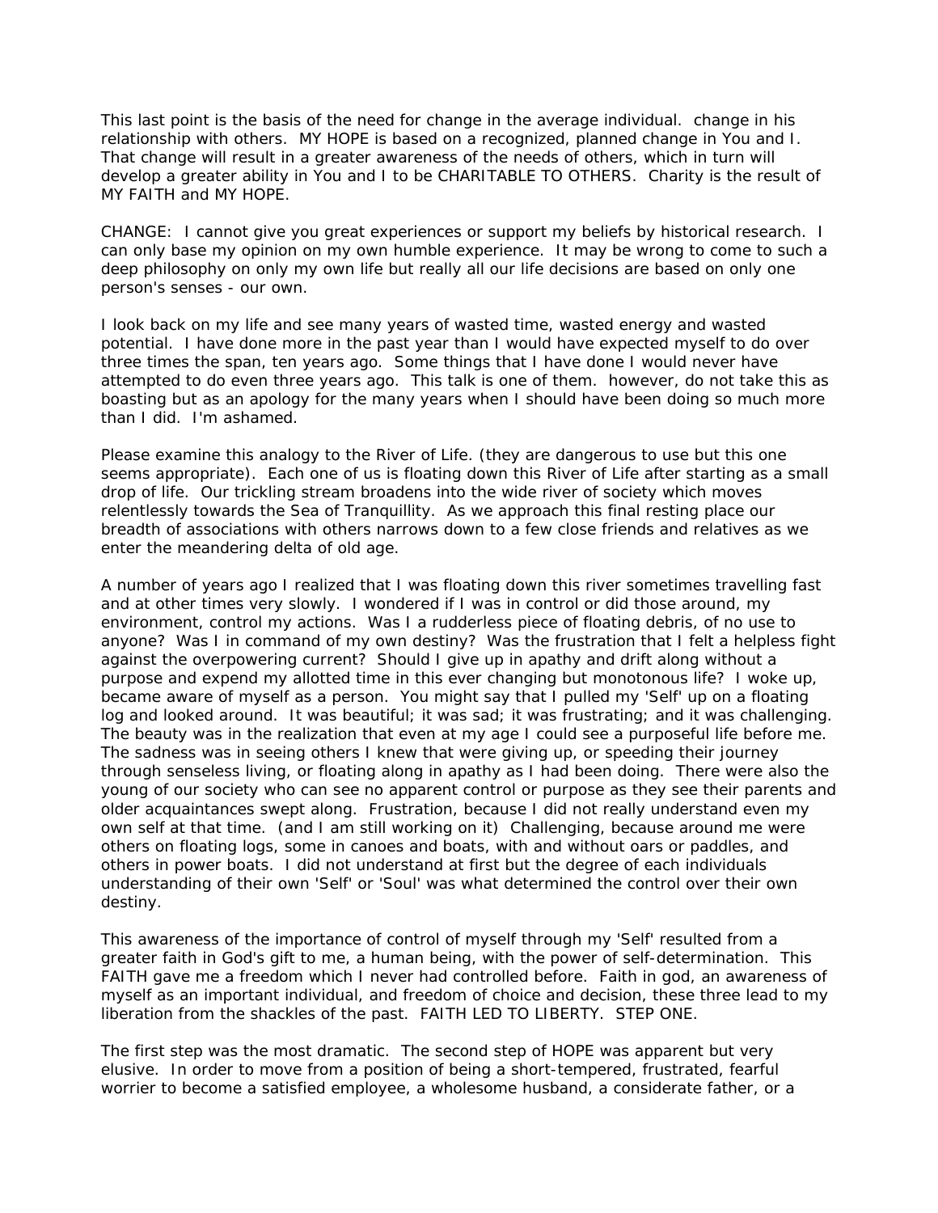This last point is the basis of the need for change in the average individual. change in his relationship with others. MY HOPE is based on a recognized, planned change in You and I. That change will result in a greater awareness of the needs of others, which in turn will develop a greater ability in You and I to be CHARITABLE TO OTHERS. Charity is the result of MY FAITH and MY HOPE.

CHANGE: I cannot give you great experiences or support my beliefs by historical research. I can only base my opinion on my own humble experience. It may be wrong to come to such a deep philosophy on only my own life but really all our life decisions are based on only one person's senses - our own.

I look back on my life and see many years of wasted time, wasted energy and wasted potential. I have done more in the past year than I would have expected myself to do over three times the span, ten years ago. Some things that I have done I would never have attempted to do even three years ago. This talk is one of them. however, do not take this as boasting but as an apology for the many years when I should have been doing so much more than I did. I'm ashamed.

Please examine this analogy to the River of Life. (they are dangerous to use but this one seems appropriate). Each one of us is floating down this River of Life after starting as a small drop of life. Our trickling stream broadens into the wide river of society which moves relentlessly towards the Sea of Tranquillity. As we approach this final resting place our breadth of associations with others narrows down to a few close friends and relatives as we enter the meandering delta of old age.

A number of years ago I realized that I was floating down this river sometimes travelling fast and at other times very slowly. I wondered if I was in control or did those around, my environment, control my actions. Was I a rudderless piece of floating debris, of no use to anyone? Was I in command of my own destiny? Was the frustration that I felt a helpless fight against the overpowering current? Should I give up in apathy and drift along without a purpose and expend my allotted time in this ever changing but monotonous life? I woke up, became aware of myself as a person. You might say that I pulled my 'Self' up on a floating log and looked around. It was beautiful; it was sad; it was frustrating; and it was challenging. The beauty was in the realization that even at my age I could see a purposeful life before me. The sadness was in seeing others I knew that were giving up, or speeding their journey through senseless living, or floating along in apathy as I had been doing. There were also the young of our society who can see no apparent control or purpose as they see their parents and older acquaintances swept along. Frustration, because I did not really understand even my own self at that time. (and I am still working on it) Challenging, because around me were others on floating logs, some in canoes and boats, with and without oars or paddles, and others in power boats. I did not understand at first but the degree of each individuals understanding of their own 'Self' or 'Soul' was what determined the control over their own destiny.

This awareness of the importance of control of myself through my 'Self' resulted from a greater faith in God's gift to me, a human being, with the power of self-determination. This FAITH gave me a freedom which I never had controlled before. Faith in god, an awareness of myself as an important individual, and freedom of choice and decision, these three lead to my liberation from the shackles of the past. FAITH LED TO LIBERTY. STEP ONE.

The first step was the most dramatic. The second step of HOPE was apparent but very elusive. In order to move from a position of being a short-tempered, frustrated, fearful worrier to become a satisfied employee, a wholesome husband, a considerate father, or a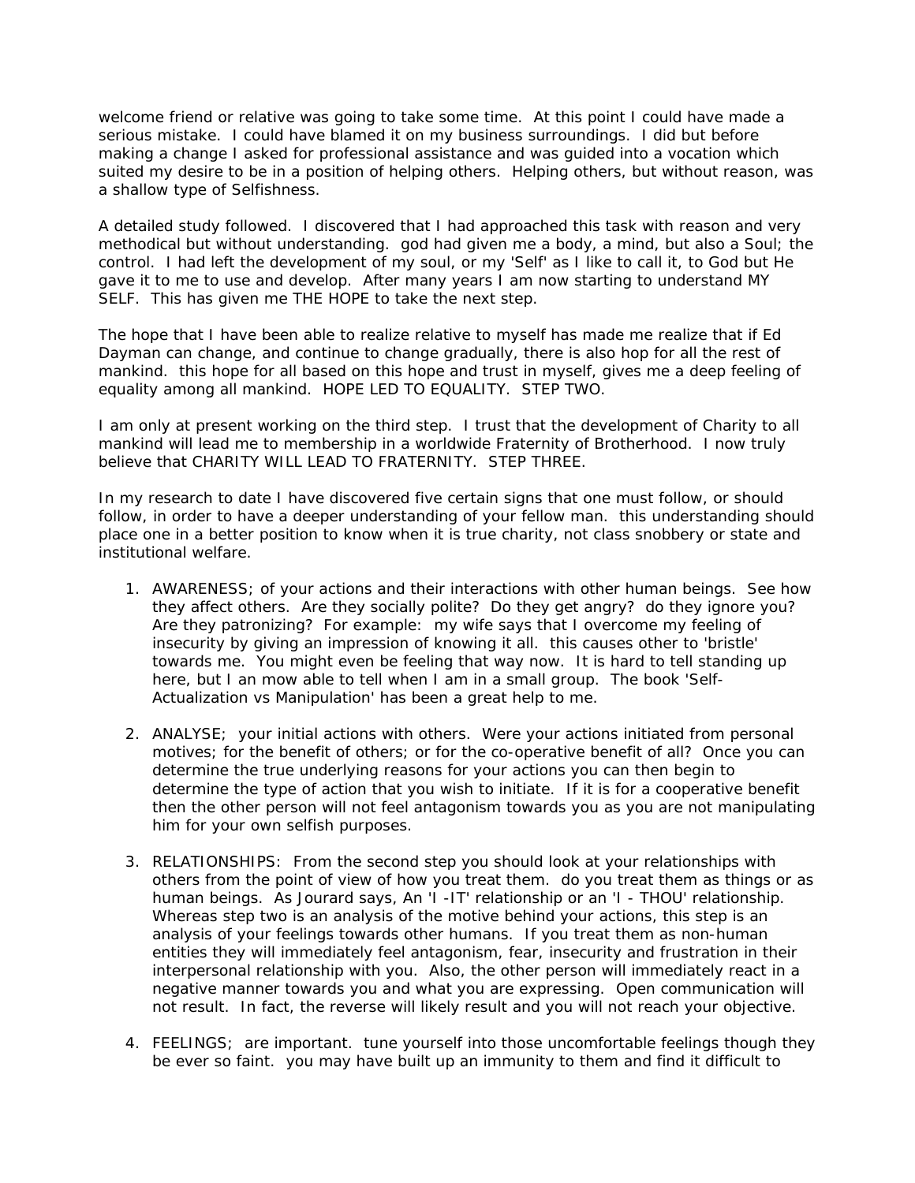welcome friend or relative was going to take some time. At this point I could have made a serious mistake. I could have blamed it on my business surroundings. I did but before making a change I asked for professional assistance and was guided into a vocation which suited my desire to be in a position of helping others. Helping others, but without reason, was a shallow type of Selfishness.

A detailed study followed. I discovered that I had approached this task with reason and very methodical but without understanding. god had given me a body, a mind, but also a Soul; the control. I had left the development of my soul, or my 'Self' as I like to call it, to God but He gave it to me to use and develop. After many years I am now starting to understand MY SELF. This has given me THE HOPE to take the next step.

The hope that I have been able to realize relative to myself has made me realize that if Ed Dayman can change, and continue to change gradually, there is also hop for all the rest of mankind. this hope for all based on this hope and trust in myself, gives me a deep feeling of equality among all mankind. HOPE LED TO EQUALITY. STEP TWO.

I am only at present working on the third step. I trust that the development of Charity to all mankind will lead me to membership in a worldwide Fraternity of Brotherhood. I now truly believe that CHARITY WILL LEAD TO FRATERNITY. STEP THREE.

In my research to date I have discovered five certain signs that one must follow, or should follow, in order to have a deeper understanding of your fellow man. this understanding should place one in a better position to know when it is true charity, not class snobbery or state and institutional welfare.

1. AWARENESS; of your actions and their interactions with other human beings. See how they affect others. Are they socially polite? Do they get angry? do they ignore you? Are they patronizing? For example: my wife says that I overcome my feeling of insecurity by giving an impression of knowing it all. this causes other to 'bristle' towards me. You might even be feeling that way now. It is hard to tell standing up here, but I an mow able to tell when I am in a small group. The book 'Self-Actualization vs Manipulation' has been a great help to me.

2. ANALYSE; your initial actions with others. Were your actions initiated from personal motives; for the benefit of others; or for the co-operative benefit of all? Once you can determine the true underlying reasons for your actions you can then begin to determine the type of action that you wish to initiate. If it is for a cooperative benefit then the other person will not feel antagonism towards you as you are not manipulating him for your own selfish purposes.

3. RELATIONSHIPS: From the second step you should look at your relationships with others from the point of view of how you treat them. do you treat them as things or as human beings. As Jourard says, An 'I -IT' relationship or an 'I - THOU' relationship. Whereas step two is an analysis of the motive behind your actions, this step is an analysis of your feelings towards other humans. If you treat them as non-human entities they will immediately feel antagonism, fear, insecurity and frustration in their interpersonal relationship with you. Also, the other person will immediately react in a negative manner towards you and what you are expressing. Open communication will not result. In fact, the reverse will likely result and you will not reach your objective.

4. FEELINGS; are important. tune yourself into those uncomfortable feelings though they be ever so faint. you may have built up an immunity to them and find it difficult to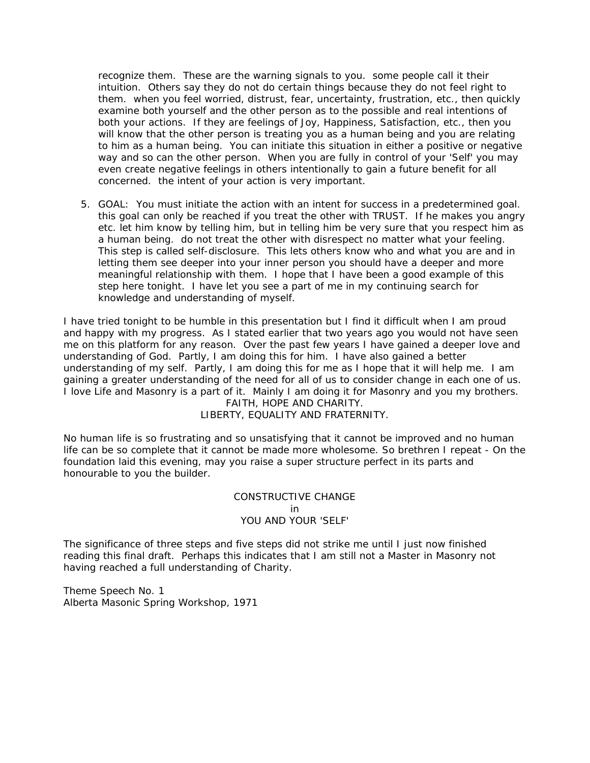recognize them. These are the warning signals to you. some people call it their intuition. Others say they do not do certain things because they do not feel right to them. when you feel worried, distrust, fear, uncertainty, frustration, etc., then quickly examine both yourself and the other person as to the possible and real intentions of both your actions. If they are feelings of Joy, Happiness, Satisfaction, etc., then you will know that the other person is treating you as a human being and you are relating to him as a human being. You can initiate this situation in either a positive or negative way and so can the other person. When you are fully in control of your 'Self' you may even create negative feelings in others intentionally to gain a future benefit for all concerned. the intent of your action is very important.

5. GOAL: You must initiate the action with an intent for success in a predetermined goal. this goal can only be reached if you treat the other with TRUST. If he makes you angry etc. let him know by telling him, but in telling him be very sure that you respect him as a human being. do not treat the other with disrespect no matter what your feeling. This step is called self-disclosure. This lets others know who and what you are and in letting them see deeper into your inner person you should have a deeper and more meaningful relationship with them. I hope that I have been a good example of this step here tonight. I have let you see a part of me in my continuing search for knowledge and understanding of myself.

I have tried tonight to be humble in this presentation but I find it difficult when I am proud and happy with my progress. As I stated earlier that two years ago you would not have seen me on this platform for any reason. Over the past few years I have gained a deeper love and understanding of God. Partly, I am doing this for him. I have also gained a better understanding of my self. Partly, I am doing this for me as I hope that it will help me. I am gaining a greater understanding of the need for all of us to consider change in each one of us. I love Life and Masonry is a part of it. Mainly I am doing it for Masonry and you my brothers.

FAITH, HOPE AND CHARITY.
LIBERTY, EQUALITY AND FRATERNITY.

No human life is so frustrating and so unsatisfying that it cannot be improved and no human life can be so complete that it cannot be made more wholesome. So brethren I repeat - On the foundation laid this evening, may you raise a super structure perfect in its parts and honourable to you the builder.

CONSTRUCTIVE CHANGE
in
YOU AND YOUR 'SELF'

The significance of three steps and five steps did not strike me until I just now finished reading this final draft. Perhaps this indicates that I am still not a Master in Masonry not having reached a full understanding of Charity.

Theme Speech No. 1
Alberta Masonic Spring Workshop, 1971